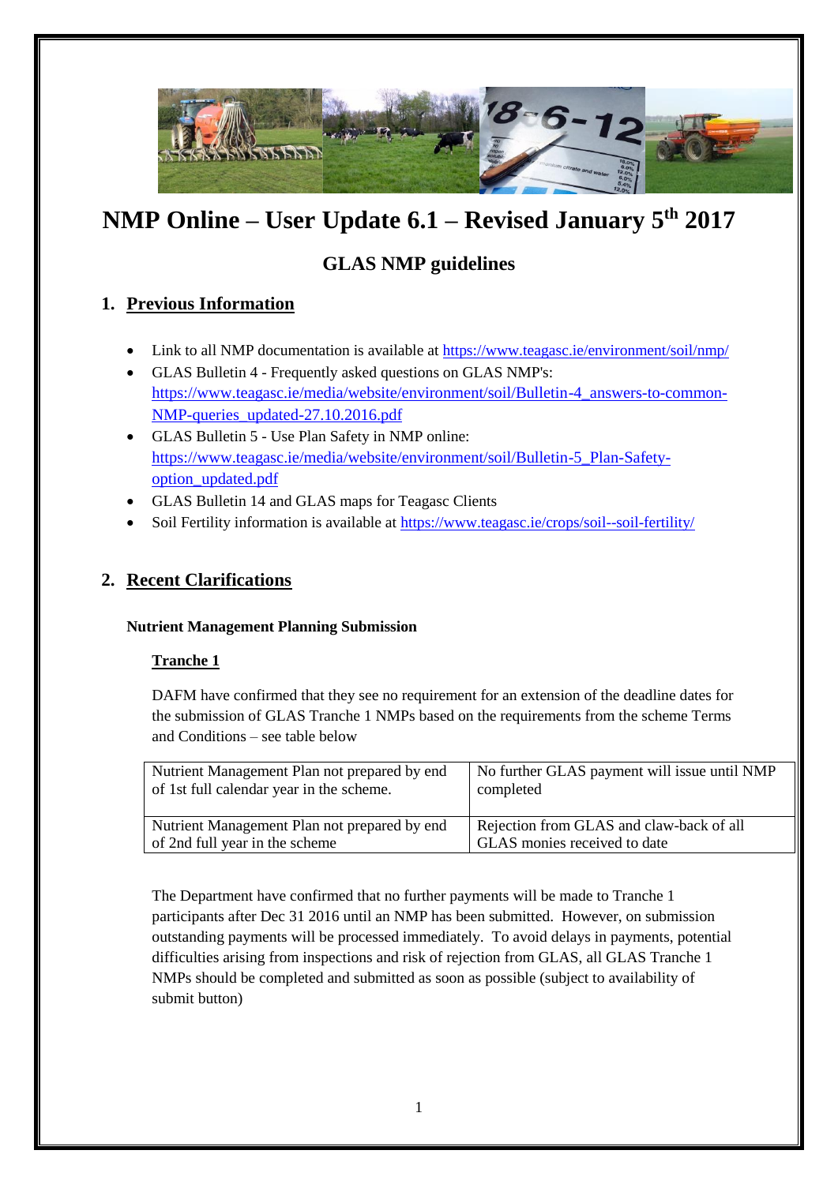# NMP Online – User Update 6.1 – Revised January 5th 2017

## GLAS NMP guidelines

## 1. Previous Information

- Link to all NMP documentation is available at https://www.teagasc.ie/environment/soil/nmp/
- GLAS Bulletin 4 - Frequently asked questions on GLAS NMP's: https://www.teagasc.ie/media/website/environment/soil/Bulletin-4_answers-to-common-NMP-queries_updated-27.10.2016.pdf
- GLAS Bulletin 5 - Use Plan Safety in NMP online: https://www.teagasc.ie/media/website/environment/soil/Bulletin-5_Plan-Safety-option_updated.pdf
- GLAS Bulletin 14 and GLAS maps for Teagasc Clients
- Soil Fertility information is available at https://www.teagasc.ie/crops/soil--soil-fertility/

## 2. Recent Clarifications

### Nutrient Management Planning Submission

#### Tranche 1

DAFM have confirmed that they see no requirement for an extension of the deadline dates for the submission of GLAS Tranche 1 NMPs based on the requirements from the scheme Terms and Conditions – see table below

| | |
|---|---|
| Nutrient Management Plan not prepared by end of 1st full calendar year in the scheme. | No further GLAS payment will issue until NMP completed |
| Nutrient Management Plan not prepared by end of 2nd full year in the scheme | Rejection from GLAS and claw-back of all GLAS monies received to date |

The Department have confirmed that no further payments will be made to Tranche 1 participants after Dec 31 2016 until an NMP has been submitted. However, on submission outstanding payments will be processed immediately. To avoid delays in payments, potential difficulties arising from inspections and risk of rejection from GLAS, all GLAS Tranche 1 NMPs should be completed and submitted as soon as possible (subject to availability of submit button)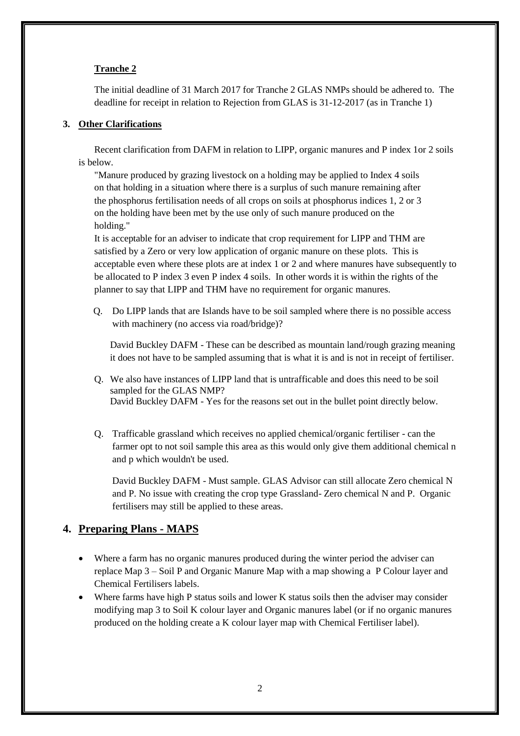**Tranche 2**

The initial deadline of 31 March 2017 for Tranche 2 GLAS NMPs should be adhered to. The deadline for receipt in relation to Rejection from GLAS is 31-12-2017 (as in Tranche 1)

### 3. Other Clarifications

Recent clarification from DAFM in relation to LIPP, organic manures and P index 1or 2 soils is below.

"Manure produced by grazing livestock on a holding may be applied to Index 4 soils on that holding in a situation where there is a surplus of such manure remaining after the phosphorus fertilisation needs of all crops on soils at phosphorus indices 1, 2 or 3 on the holding have been met by the use only of such manure produced on the holding."

It is acceptable for an adviser to indicate that crop requirement for LIPP and THM are satisfied by a Zero or very low application of organic manure on these plots. This is acceptable even where these plots are at index 1 or 2 and where manures have subsequently to be allocated to P index 3 even P index 4 soils. In other words it is within the rights of the planner to say that LIPP and THM have no requirement for organic manures.

Q. Do LIPP lands that are Islands have to be soil sampled where there is no possible access with machinery (no access via road/bridge)?

David Buckley DAFM - These can be described as mountain land/rough grazing meaning it does not have to be sampled assuming that is what it is and is not in receipt of fertiliser.

Q. We also have instances of LIPP land that is untrafficable and does this need to be soil sampled for the GLAS NMP?
David Buckley DAFM - Yes for the reasons set out in the bullet point directly below.

Q. Trafficable grassland which receives no applied chemical/organic fertiliser - can the farmer opt to not soil sample this area as this would only give them additional chemical n and p which wouldn't be used.

David Buckley DAFM - Must sample. GLAS Advisor can still allocate Zero chemical N and P. No issue with creating the crop type Grassland- Zero chemical N and P. Organic fertilisers may still be applied to these areas.

## 4. Preparing Plans - MAPS

- Where a farm has no organic manures produced during the winter period the adviser can replace Map 3 – Soil P and Organic Manure Map with a map showing a P Colour layer and Chemical Fertilisers labels.
- Where farms have high P status soils and lower K status soils then the adviser may consider modifying map 3 to Soil K colour layer and Organic manures label (or if no organic manures produced on the holding create a K colour layer map with Chemical Fertiliser label).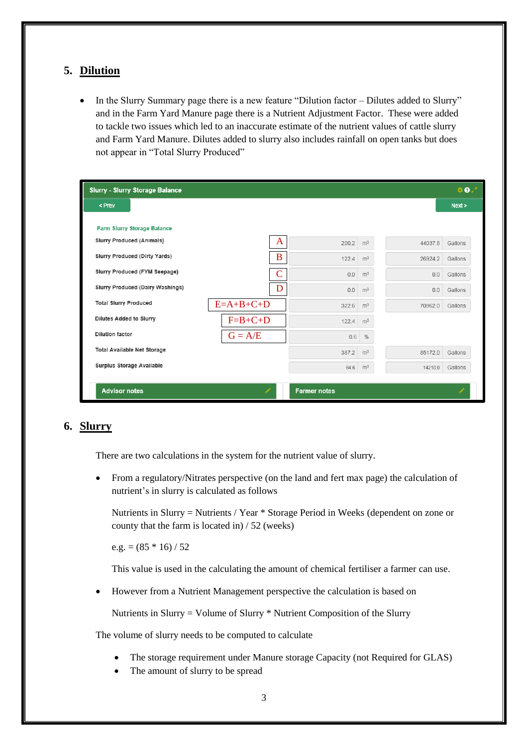## 5. Dilution

- In the Slurry Summary page there is a new feature "Dilution factor – Dilutes added to Slurry" and in the Farm Yard Manure page there is a Nutrient Adjustment Factor. These were added to tackle two issues which led to an inaccurate estimate of the nutrient values of cattle slurry and Farm Yard Manure. Dilutes added to slurry also includes rainfall on open tanks but does not appear in "Total Slurry Produced"

**Slurry - Slurry Storage Balance**

< Prev | Next >

**Farm Slurry Storage Balance**

| Item | Label | Value | Unit | Value | Unit |
|---|---|---|---|---|---|
| Slurry Produced (Animals) | A | 200.2 | m³ | 44037.8 | Gallons |
| Slurry Produced (Dirty Yards) | B | 122.4 | m³ | 26924.2 | Gallons |
| Slurry Produced (FYM Seepage) | C | 0.0 | m³ | 0.0 | Gallons |
| Slurry Produced (Dairy Washings) | D | 0.0 | m³ | 0.0 | Gallons |
| Total Slurry Produced | E=A+B+C+D | 322.6 | m³ | 70962.0 | Gallons |
| Dilutes Added to Slurry | F=B+C+D | 122.4 | m³ | | |
| Dilution factor | G = A/E | 0.6 | % | | |
| Total Available Net Storage | | 387.2 | m³ | 85172.0 | Gallons |
| Surplus Storage Available | | 64.6 | m³ | 14210.0 | Gallons |

Advisor notes | Farmer notes

## 6. Slurry

There are two calculations in the system for the nutrient value of slurry.

- From a regulatory/Nitrates perspective (on the land and fert max page) the calculation of nutrient's in slurry is calculated as follows

  Nutrients in Slurry = Nutrients / Year * Storage Period in Weeks (dependent on zone or county that the farm is located in) / 52 (weeks)

  e.g. = (85 * 16) / 52

  This value is used in the calculating the amount of chemical fertiliser a farmer can use.

- However from a Nutrient Management perspective the calculation is based on

  Nutrients in Slurry = Volume of Slurry * Nutrient Composition of the Slurry

The volume of slurry needs to be computed to calculate

- The storage requirement under Manure storage Capacity (not Required for GLAS)
- The amount of slurry to be spread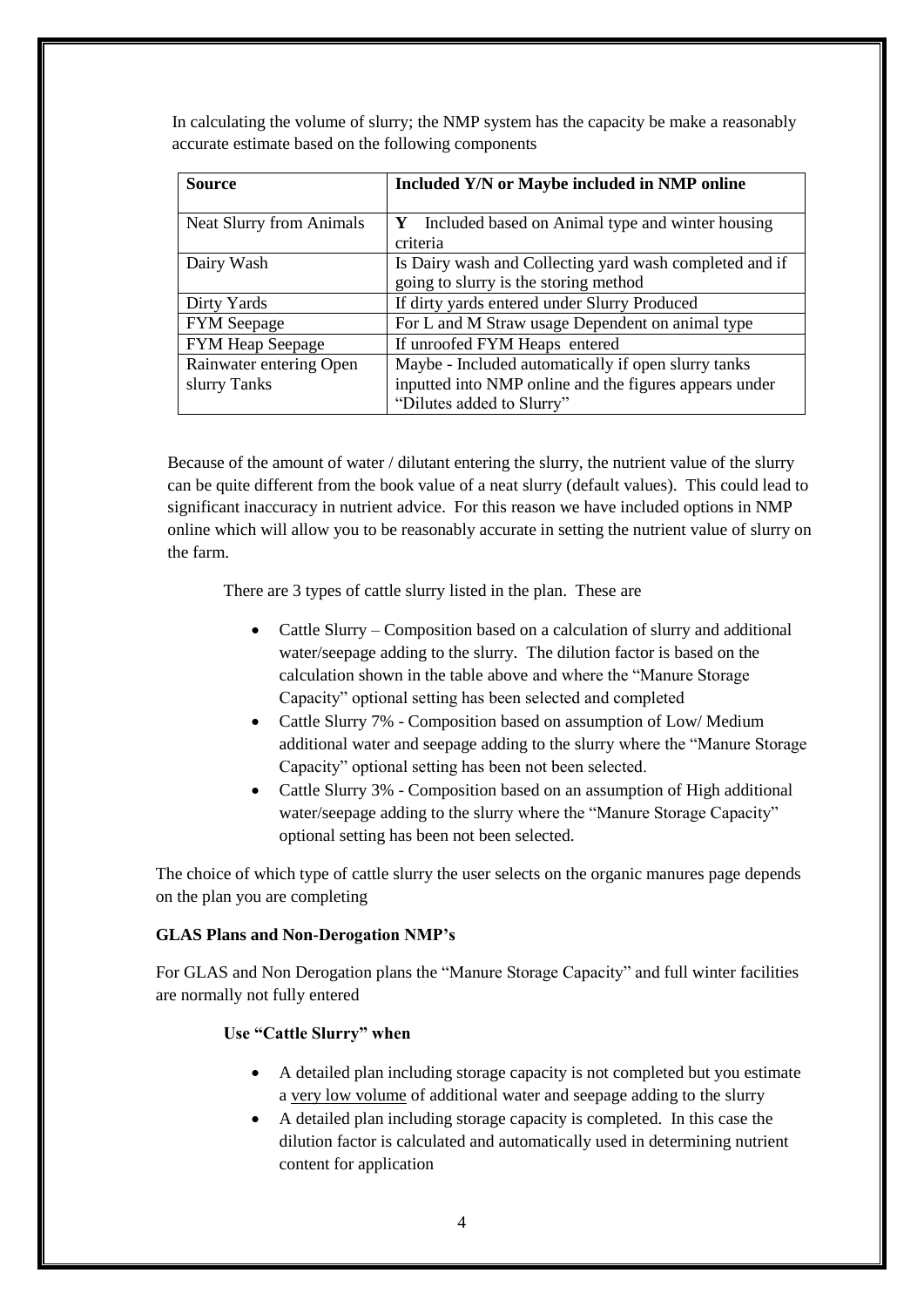In calculating the volume of slurry; the NMP system has the capacity be make a reasonably accurate estimate based on the following components

| Source | Included Y/N or Maybe included in NMP online |
|---|---|
| Neat Slurry from Animals | **Y** Included based on Animal type and winter housing criteria |
| Dairy Wash | Is Dairy wash and Collecting yard wash completed and if going to slurry is the storing method |
| Dirty Yards | If dirty yards entered under Slurry Produced |
| FYM Seepage | For L and M Straw usage Dependent on animal type |
| FYM Heap Seepage | If unroofed FYM Heaps entered |
| Rainwater entering Open slurry Tanks | Maybe - Included automatically if open slurry tanks inputted into NMP online and the figures appears under "Dilutes added to Slurry" |

Because of the amount of water / dilutant entering the slurry, the nutrient value of the slurry can be quite different from the book value of a neat slurry (default values). This could lead to significant inaccuracy in nutrient advice. For this reason we have included options in NMP online which will allow you to be reasonably accurate in setting the nutrient value of slurry on the farm.

There are 3 types of cattle slurry listed in the plan. These are

- Cattle Slurry – Composition based on a calculation of slurry and additional water/seepage adding to the slurry. The dilution factor is based on the calculation shown in the table above and where the "Manure Storage Capacity" optional setting has been selected and completed
- Cattle Slurry 7% - Composition based on assumption of Low/ Medium additional water and seepage adding to the slurry where the "Manure Storage Capacity" optional setting has been not been selected.
- Cattle Slurry 3% - Composition based on an assumption of High additional water/seepage adding to the slurry where the "Manure Storage Capacity" optional setting has been not been selected.

The choice of which type of cattle slurry the user selects on the organic manures page depends on the plan you are completing

**GLAS Plans and Non-Derogation NMP's**

For GLAS and Non Derogation plans the "Manure Storage Capacity" and full winter facilities are normally not fully entered

**Use "Cattle Slurry" when**

- A detailed plan including storage capacity is not completed but you estimate a <u>very low volume</u> of additional water and seepage adding to the slurry
- A detailed plan including storage capacity is completed. In this case the dilution factor is calculated and automatically used in determining nutrient content for application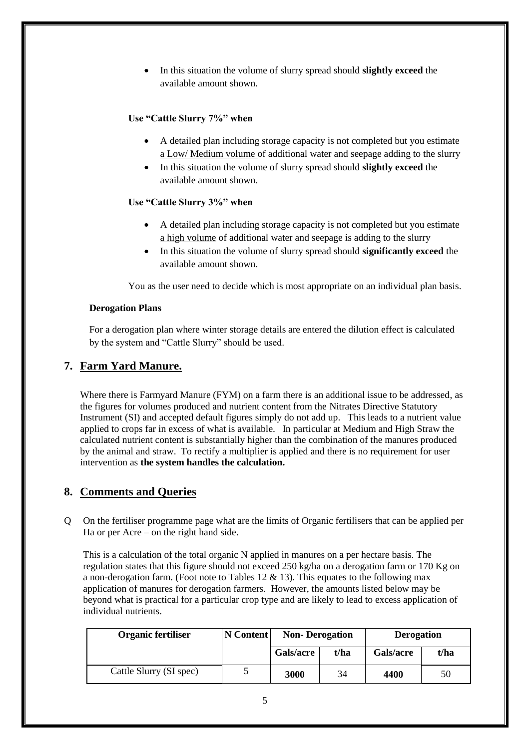- In this situation the volume of slurry spread should **slightly exceed** the available amount shown.

**Use "Cattle Slurry 7%" when**

- A detailed plan including storage capacity is not completed but you estimate a Low/ Medium volume of additional water and seepage adding to the slurry
- In this situation the volume of slurry spread should **slightly exceed** the available amount shown.

**Use "Cattle Slurry 3%" when**

- A detailed plan including storage capacity is not completed but you estimate a high volume of additional water and seepage is adding to the slurry
- In this situation the volume of slurry spread should **significantly exceed** the available amount shown.

You as the user need to decide which is most appropriate on an individual plan basis.

**Derogation Plans**

For a derogation plan where winter storage details are entered the dilution effect is calculated by the system and "Cattle Slurry" should be used.

## 7. Farm Yard Manure.

Where there is Farmyard Manure (FYM) on a farm there is an additional issue to be addressed, as the figures for volumes produced and nutrient content from the Nitrates Directive Statutory Instrument (SI) and accepted default figures simply do not add up. This leads to a nutrient value applied to crops far in excess of what is available. In particular at Medium and High Straw the calculated nutrient content is substantially higher than the combination of the manures produced by the animal and straw. To rectify a multiplier is applied and there is no requirement for user intervention as **the system handles the calculation.**

## 8. Comments and Queries

Q On the fertiliser programme page what are the limits of Organic fertilisers that can be applied per Ha or per Acre – on the right hand side.

This is a calculation of the total organic N applied in manures on a per hectare basis. The regulation states that this figure should not exceed 250 kg/ha on a derogation farm or 170 Kg on a non-derogation farm. (Foot note to Tables 12 & 13). This equates to the following max application of manures for derogation farmers. However, the amounts listed below may be beyond what is practical for a particular crop type and are likely to lead to excess application of individual nutrients.

| Organic fertiliser | N Content | Non- Derogation | | Derogation | |
|---|---|---|---|---|---|
| | | Gals/acre | t/ha | Gals/acre | t/ha |
| Cattle Slurry (SI spec) | 5 | **3000** | 34 | **4400** | 50 |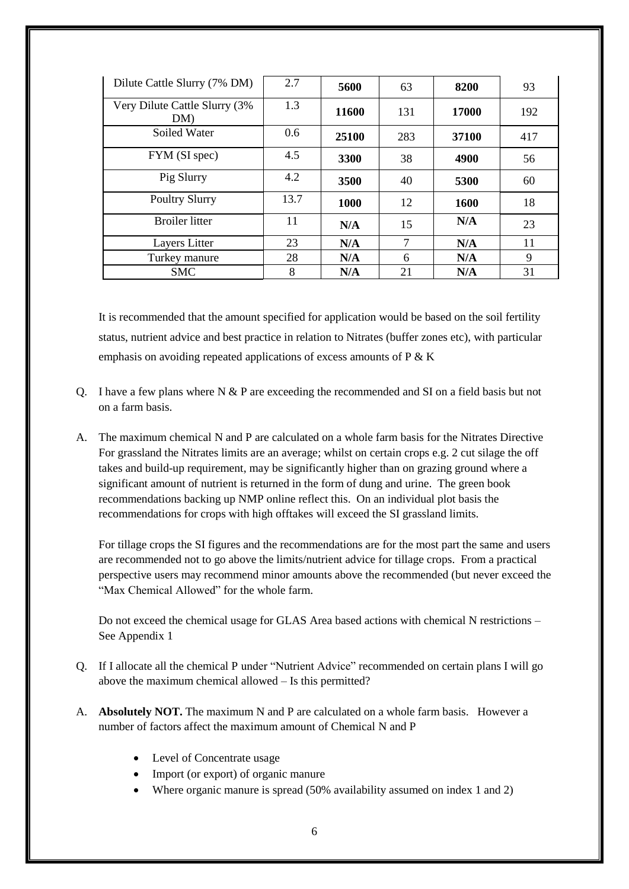| Dilute Cattle Slurry (7% DM) | 2.7 | **5600** | 63 | **8200** | 93 |
|---|---|---|---|---|---|
| Very Dilute Cattle Slurry (3% DM) | 1.3 | **11600** | 131 | **17000** | 192 |
| Soiled Water | 0.6 | **25100** | 283 | **37100** | 417 |
| FYM (SI spec) | 4.5 | **3300** | 38 | **4900** | 56 |
| Pig Slurry | 4.2 | **3500** | 40 | **5300** | 60 |
| Poultry Slurry | 13.7 | **1000** | 12 | **1600** | 18 |
| Broiler litter | 11 | **N/A** | 15 | **N/A** | 23 |
| Layers Litter | 23 | **N/A** | 7 | **N/A** | 11 |
| Turkey manure | 28 | **N/A** | 6 | **N/A** | 9 |
| SMC | 8 | **N/A** | 21 | **N/A** | 31 |

It is recommended that the amount specified for application would be based on the soil fertility status, nutrient advice and best practice in relation to Nitrates (buffer zones etc), with particular emphasis on avoiding repeated applications of excess amounts of P & K

Q. I have a few plans where N & P are exceeding the recommended and SI on a field basis but not on a farm basis.

A. The maximum chemical N and P are calculated on a whole farm basis for the Nitrates Directive For grassland the Nitrates limits are an average; whilst on certain crops e.g. 2 cut silage the off takes and build-up requirement, may be significantly higher than on grazing ground where a significant amount of nutrient is returned in the form of dung and urine. The green book recommendations backing up NMP online reflect this. On an individual plot basis the recommendations for crops with high offtakes will exceed the SI grassland limits.

For tillage crops the SI figures and the recommendations are for the most part the same and users are recommended not to go above the limits/nutrient advice for tillage crops. From a practical perspective users may recommend minor amounts above the recommended (but never exceed the "Max Chemical Allowed" for the whole farm.

Do not exceed the chemical usage for GLAS Area based actions with chemical N restrictions – See Appendix 1

Q. If I allocate all the chemical P under "Nutrient Advice" recommended on certain plans I will go above the maximum chemical allowed – Is this permitted?

A. **Absolutely NOT.** The maximum N and P are calculated on a whole farm basis. However a number of factors affect the maximum amount of Chemical N and P

- Level of Concentrate usage
- Import (or export) of organic manure
- Where organic manure is spread (50% availability assumed on index 1 and 2)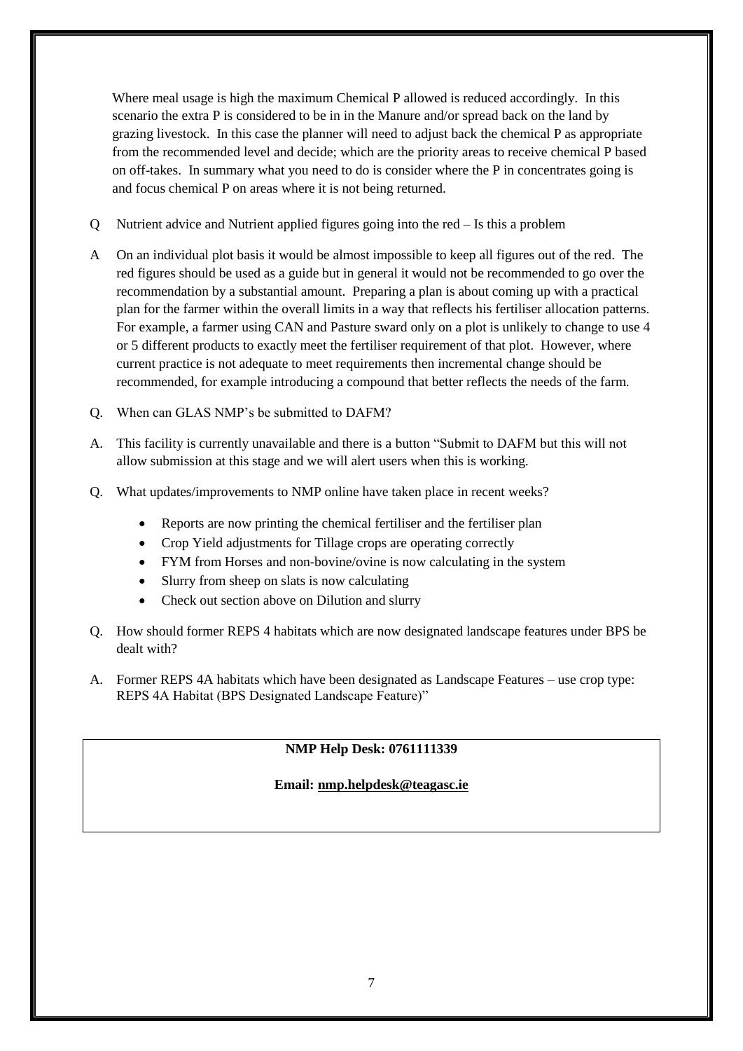Where meal usage is high the maximum Chemical P allowed is reduced accordingly. In this scenario the extra P is considered to be in in the Manure and/or spread back on the land by grazing livestock. In this case the planner will need to adjust back the chemical P as appropriate from the recommended level and decide; which are the priority areas to receive chemical P based on off-takes. In summary what you need to do is consider where the P in concentrates going is and focus chemical P on areas where it is not being returned.

Q Nutrient advice and Nutrient applied figures going into the red – Is this a problem

A On an individual plot basis it would be almost impossible to keep all figures out of the red. The red figures should be used as a guide but in general it would not be recommended to go over the recommendation by a substantial amount. Preparing a plan is about coming up with a practical plan for the farmer within the overall limits in a way that reflects his fertiliser allocation patterns. For example, a farmer using CAN and Pasture sward only on a plot is unlikely to change to use 4 or 5 different products to exactly meet the fertiliser requirement of that plot. However, where current practice is not adequate to meet requirements then incremental change should be recommended, for example introducing a compound that better reflects the needs of the farm.

Q. When can GLAS NMP's be submitted to DAFM?

A. This facility is currently unavailable and there is a button "Submit to DAFM but this will not allow submission at this stage and we will alert users when this is working.

Q. What updates/improvements to NMP online have taken place in recent weeks?

- Reports are now printing the chemical fertiliser and the fertiliser plan
- Crop Yield adjustments for Tillage crops are operating correctly
- FYM from Horses and non-bovine/ovine is now calculating in the system
- Slurry from sheep on slats is now calculating
- Check out section above on Dilution and slurry

Q. How should former REPS 4 habitats which are now designated landscape features under BPS be dealt with?

A. Former REPS 4A habitats which have been designated as Landscape Features – use crop type: REPS 4A Habitat (BPS Designated Landscape Feature)"

**NMP Help Desk: 0761111339**

**Email: nmp.helpdesk@teagasc.ie**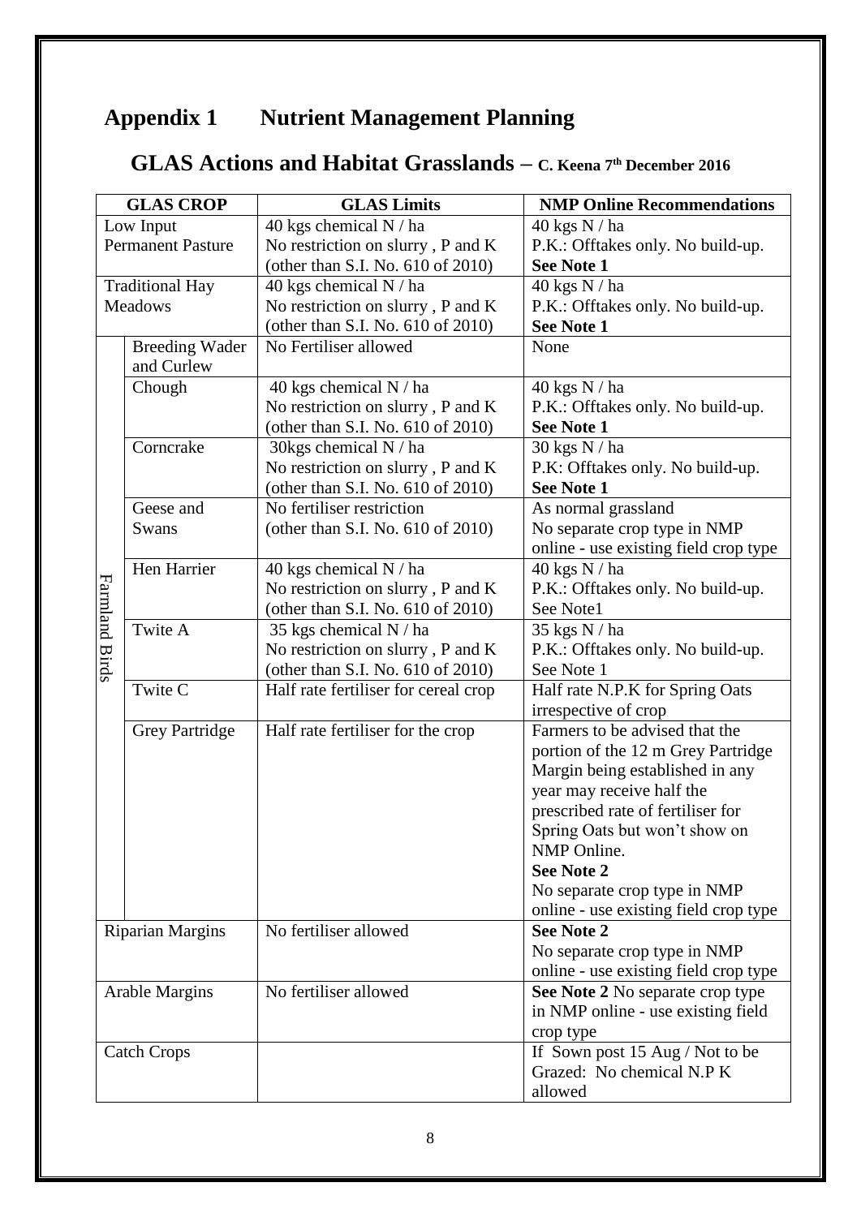# Appendix 1 Nutrient Management Planning

## GLAS Actions and Habitat Grasslands – C. Keena 7th December 2016

| GLAS CROP | | GLAS Limits | NMP Online Recommendations |
|---|---|---|---|
| Low Input Permanent Pasture | | 40 kgs chemical N / ha<br>No restriction on slurry , P and K (other than S.I. No. 610 of 2010) | 40 kgs N / ha<br>P.K.: Offtakes only. No build-up.<br>**See Note 1** |
| Traditional Hay Meadows | | 40 kgs chemical N / ha<br>No restriction on slurry , P and K (other than S.I. No. 610 of 2010) | 40 kgs N / ha<br>P.K.: Offtakes only. No build-up.<br>**See Note 1** |
| Farmland Birds | Breeding Wader and Curlew | No Fertiliser allowed | None |
| | Chough | 40 kgs chemical N / ha<br>No restriction on slurry , P and K (other than S.I. No. 610 of 2010) | 40 kgs N / ha<br>P.K.: Offtakes only. No build-up.<br>**See Note 1** |
| | Corncrake | 30kgs chemical N / ha<br>No restriction on slurry , P and K (other than S.I. No. 610 of 2010) | 30 kgs N / ha<br>P.K: Offtakes only. No build-up.<br>**See Note 1** |
| | Geese and Swans | No fertiliser restriction (other than S.I. No. 610 of 2010) | As normal grassland<br>No separate crop type in NMP online - use existing field crop type |
| | Hen Harrier | 40 kgs chemical N / ha<br>No restriction on slurry , P and K (other than S.I. No. 610 of 2010) | 40 kgs N / ha<br>P.K.: Offtakes only. No build-up.<br>See Note1 |
| | Twite A | 35 kgs chemical N / ha<br>No restriction on slurry , P and K (other than S.I. No. 610 of 2010) | 35 kgs N / ha<br>P.K.: Offtakes only. No build-up.<br>See Note 1 |
| | Twite C | Half rate fertiliser for cereal crop | Half rate N.P.K for Spring Oats irrespective of crop |
| | Grey Partridge | Half rate fertiliser for the crop | Farmers to be advised that the portion of the 12 m Grey Partridge Margin being established in any year may receive half the prescribed rate of fertiliser for Spring Oats but won't show on NMP Online.<br>**See Note 2**<br>No separate crop type in NMP online - use existing field crop type |
| Riparian Margins | | No fertiliser allowed | **See Note 2**<br>No separate crop type in NMP online - use existing field crop type |
| Arable Margins | | No fertiliser allowed | **See Note 2** No separate crop type in NMP online - use existing field crop type |
| Catch Crops | | | If Sown post 15 Aug / Not to be Grazed: No chemical N.P K allowed |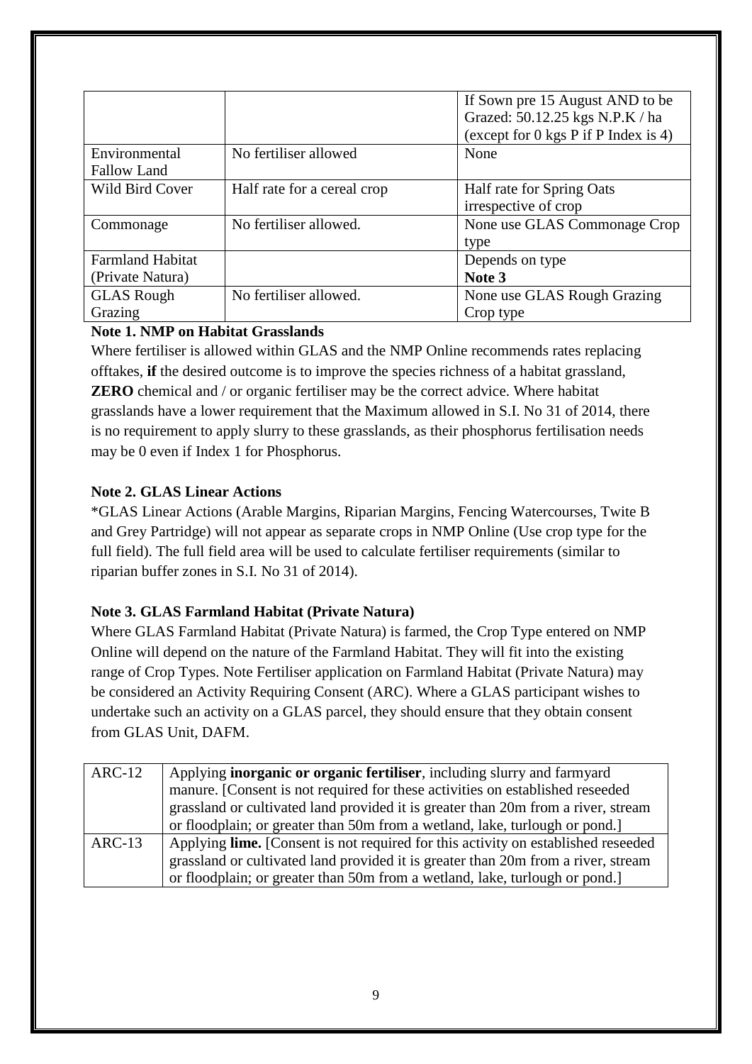| | | |
|---|---|---|
| | | If Sown pre 15 August AND to be Grazed: 50.12.25 kgs N.P.K / ha (except for 0 kgs P if P Index is 4) |
| Environmental Fallow Land | No fertiliser allowed | None |
| Wild Bird Cover | Half rate for a cereal crop | Half rate for Spring Oats irrespective of crop |
| Commonage | No fertiliser allowed. | None use GLAS Commonage Crop type |
| Farmland Habitat (Private Natura) | | Depends on type **Note 3** |
| GLAS Rough Grazing | No fertiliser allowed. | None use GLAS Rough Grazing Crop type |

**Note 1. NMP on Habitat Grasslands**

Where fertiliser is allowed within GLAS and the NMP Online recommends rates replacing offtakes, **if** the desired outcome is to improve the species richness of a habitat grassland, **ZERO** chemical and / or organic fertiliser may be the correct advice. Where habitat grasslands have a lower requirement that the Maximum allowed in S.I. No 31 of 2014, there is no requirement to apply slurry to these grasslands, as their phosphorus fertilisation needs may be 0 even if Index 1 for Phosphorus.

**Note 2. GLAS Linear Actions**

*GLAS Linear Actions (Arable Margins, Riparian Margins, Fencing Watercourses, Twite B and Grey Partridge) will not appear as separate crops in NMP Online (Use crop type for the full field). The full field area will be used to calculate fertiliser requirements (similar to riparian buffer zones in S.I. No 31 of 2014).

**Note 3. GLAS Farmland Habitat (Private Natura)**

Where GLAS Farmland Habitat (Private Natura) is farmed, the Crop Type entered on NMP Online will depend on the nature of the Farmland Habitat. They will fit into the existing range of Crop Types. Note Fertiliser application on Farmland Habitat (Private Natura) may be considered an Activity Requiring Consent (ARC). Where a GLAS participant wishes to undertake such an activity on a GLAS parcel, they should ensure that they obtain consent from GLAS Unit, DAFM.

| | |
|---|---|
| ARC-12 | Applying **inorganic or organic fertiliser**, including slurry and farmyard manure. [Consent is not required for these activities on established reseeded grassland or cultivated land provided it is greater than 20m from a river, stream or floodplain; or greater than 50m from a wetland, lake, turlough or pond.] |
| ARC-13 | Applying **lime.** [Consent is not required for this activity on established reseeded grassland or cultivated land provided it is greater than 20m from a river, stream or floodplain; or greater than 50m from a wetland, lake, turlough or pond.] |